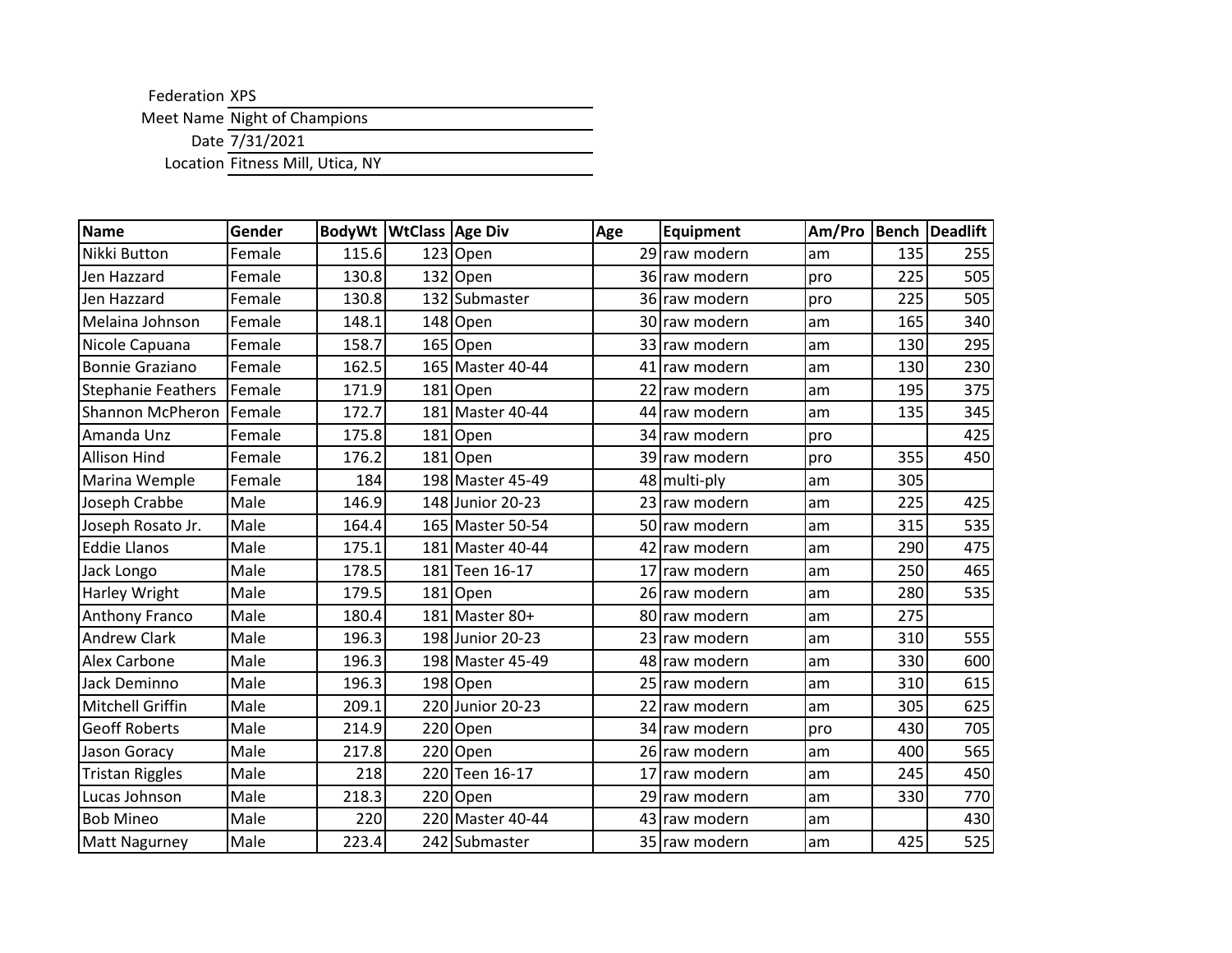Federation XPS

Meet Name Night of Champions

Date 7/31/2021

Location Fitness Mill, Utica, NY

| Name | Gender | BodyWt | WtClass | Age Div | Age | Equipment | Am/Pro | Bench | Deadlift |
|---|---|---|---|---|---|---|---|---|---|
| Nikki Button | Female | 115.6 | 123 | Open | 29 | raw modern | am | 135 | 255 |
| Jen Hazzard | Female | 130.8 | 132 | Open | 36 | raw modern | pro | 225 | 505 |
| Jen Hazzard | Female | 130.8 | 132 | Submaster | 36 | raw modern | pro | 225 | 505 |
| Melaina Johnson | Female | 148.1 | 148 | Open | 30 | raw modern | am | 165 | 340 |
| Nicole Capuana | Female | 158.7 | 165 | Open | 33 | raw modern | am | 130 | 295 |
| Bonnie Graziano | Female | 162.5 | 165 | Master 40-44 | 41 | raw modern | am | 130 | 230 |
| Stephanie Feathers | Female | 171.9 | 181 | Open | 22 | raw modern | am | 195 | 375 |
| Shannon McPheron | Female | 172.7 | 181 | Master 40-44 | 44 | raw modern | am | 135 | 345 |
| Amanda Unz | Female | 175.8 | 181 | Open | 34 | raw modern | pro | | 425 |
| Allison Hind | Female | 176.2 | 181 | Open | 39 | raw modern | pro | 355 | 450 |
| Marina Wemple | Female | 184 | 198 | Master 45-49 | 48 | multi-ply | am | 305 | |
| Joseph Crabbe | Male | 146.9 | 148 | Junior 20-23 | 23 | raw modern | am | 225 | 425 |
| Joseph Rosato Jr. | Male | 164.4 | 165 | Master 50-54 | 50 | raw modern | am | 315 | 535 |
| Eddie Llanos | Male | 175.1 | 181 | Master 40-44 | 42 | raw modern | am | 290 | 475 |
| Jack Longo | Male | 178.5 | 181 | Teen 16-17 | 17 | raw modern | am | 250 | 465 |
| Harley Wright | Male | 179.5 | 181 | Open | 26 | raw modern | am | 280 | 535 |
| Anthony Franco | Male | 180.4 | 181 | Master 80+ | 80 | raw modern | am | 275 | |
| Andrew Clark | Male | 196.3 | 198 | Junior 20-23 | 23 | raw modern | am | 310 | 555 |
| Alex Carbone | Male | 196.3 | 198 | Master 45-49 | 48 | raw modern | am | 330 | 600 |
| Jack Deminno | Male | 196.3 | 198 | Open | 25 | raw modern | am | 310 | 615 |
| Mitchell Griffin | Male | 209.1 | 220 | Junior 20-23 | 22 | raw modern | am | 305 | 625 |
| Geoff Roberts | Male | 214.9 | 220 | Open | 34 | raw modern | pro | 430 | 705 |
| Jason Goracy | Male | 217.8 | 220 | Open | 26 | raw modern | am | 400 | 565 |
| Tristan Riggles | Male | 218 | 220 | Teen 16-17 | 17 | raw modern | am | 245 | 450 |
| Lucas Johnson | Male | 218.3 | 220 | Open | 29 | raw modern | am | 330 | 770 |
| Bob Mineo | Male | 220 | 220 | Master 40-44 | 43 | raw modern | am | | 430 |
| Matt Nagurney | Male | 223.4 | 242 | Submaster | 35 | raw modern | am | 425 | 525 |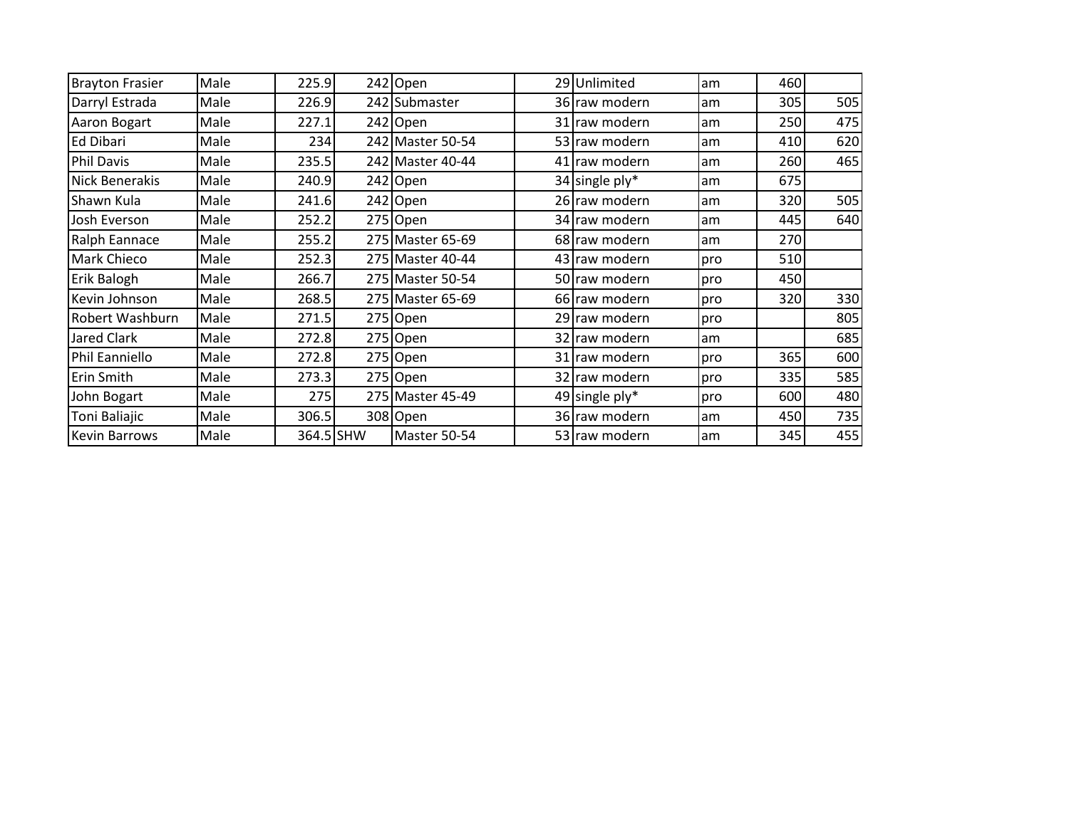| | | | | | | | | | |
|---|---|---|---|---|---|---|---|---|---|
| Brayton Frasier | Male | 225.9 | 242 | Open | 29 | Unlimited | am | 460 | |
| Darryl Estrada | Male | 226.9 | 242 | Submaster | 36 | raw modern | am | 305 | 505 |
| Aaron Bogart | Male | 227.1 | 242 | Open | 31 | raw modern | am | 250 | 475 |
| Ed Dibari | Male | 234 | 242 | Master 50-54 | 53 | raw modern | am | 410 | 620 |
| Phil Davis | Male | 235.5 | 242 | Master 40-44 | 41 | raw modern | am | 260 | 465 |
| Nick Benerakis | Male | 240.9 | 242 | Open | 34 | single ply* | am | 675 | |
| Shawn Kula | Male | 241.6 | 242 | Open | 26 | raw modern | am | 320 | 505 |
| Josh Everson | Male | 252.2 | 275 | Open | 34 | raw modern | am | 445 | 640 |
| Ralph Eannace | Male | 255.2 | 275 | Master 65-69 | 68 | raw modern | am | 270 | |
| Mark Chieco | Male | 252.3 | 275 | Master 40-44 | 43 | raw modern | pro | 510 | |
| Erik Balogh | Male | 266.7 | 275 | Master 50-54 | 50 | raw modern | pro | 450 | |
| Kevin Johnson | Male | 268.5 | 275 | Master 65-69 | 66 | raw modern | pro | 320 | 330 |
| Robert Washburn | Male | 271.5 | 275 | Open | 29 | raw modern | pro | | 805 |
| Jared Clark | Male | 272.8 | 275 | Open | 32 | raw modern | am | | 685 |
| Phil Eanniello | Male | 272.8 | 275 | Open | 31 | raw modern | pro | 365 | 600 |
| Erin Smith | Male | 273.3 | 275 | Open | 32 | raw modern | pro | 335 | 585 |
| John Bogart | Male | 275 | 275 | Master 45-49 | 49 | single ply* | pro | 600 | 480 |
| Toni Baliajic | Male | 306.5 | 308 | Open | 36 | raw modern | am | 450 | 735 |
| Kevin Barrows | Male | 364.5 | SHW | Master 50-54 | 53 | raw modern | am | 345 | 455 |